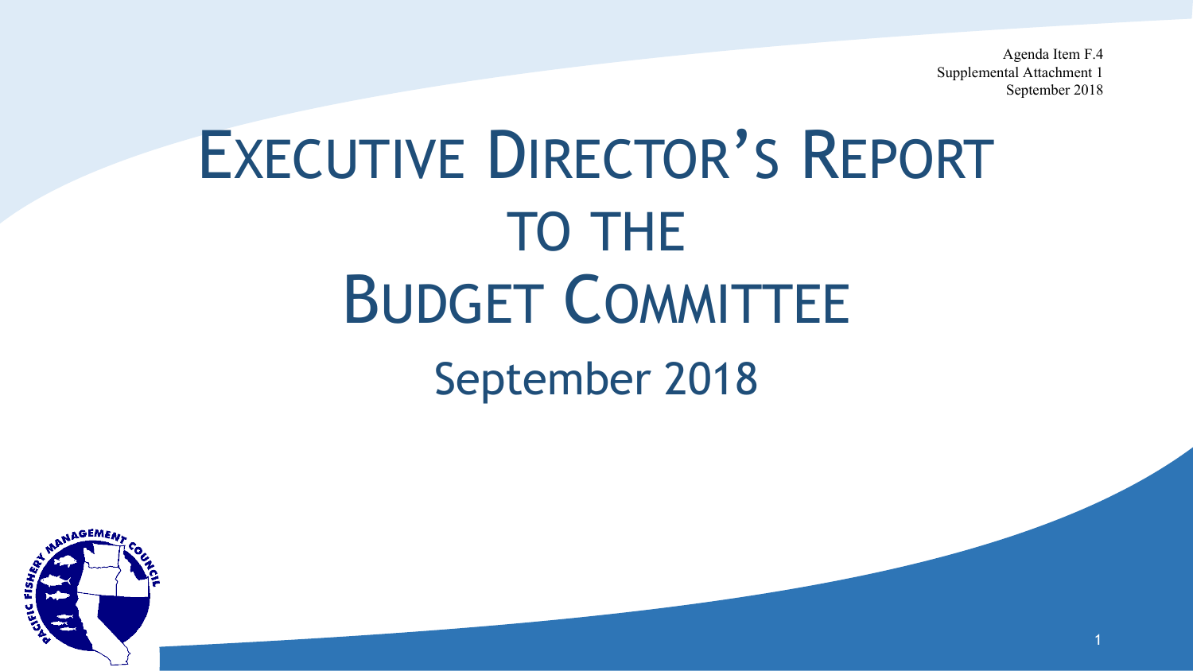Agenda Item F.4
Supplemental Attachment 1
September 2018

# EXECUTIVE DIRECTOR'S REPORT TO THE BUDGET COMMITTEE

## September 2018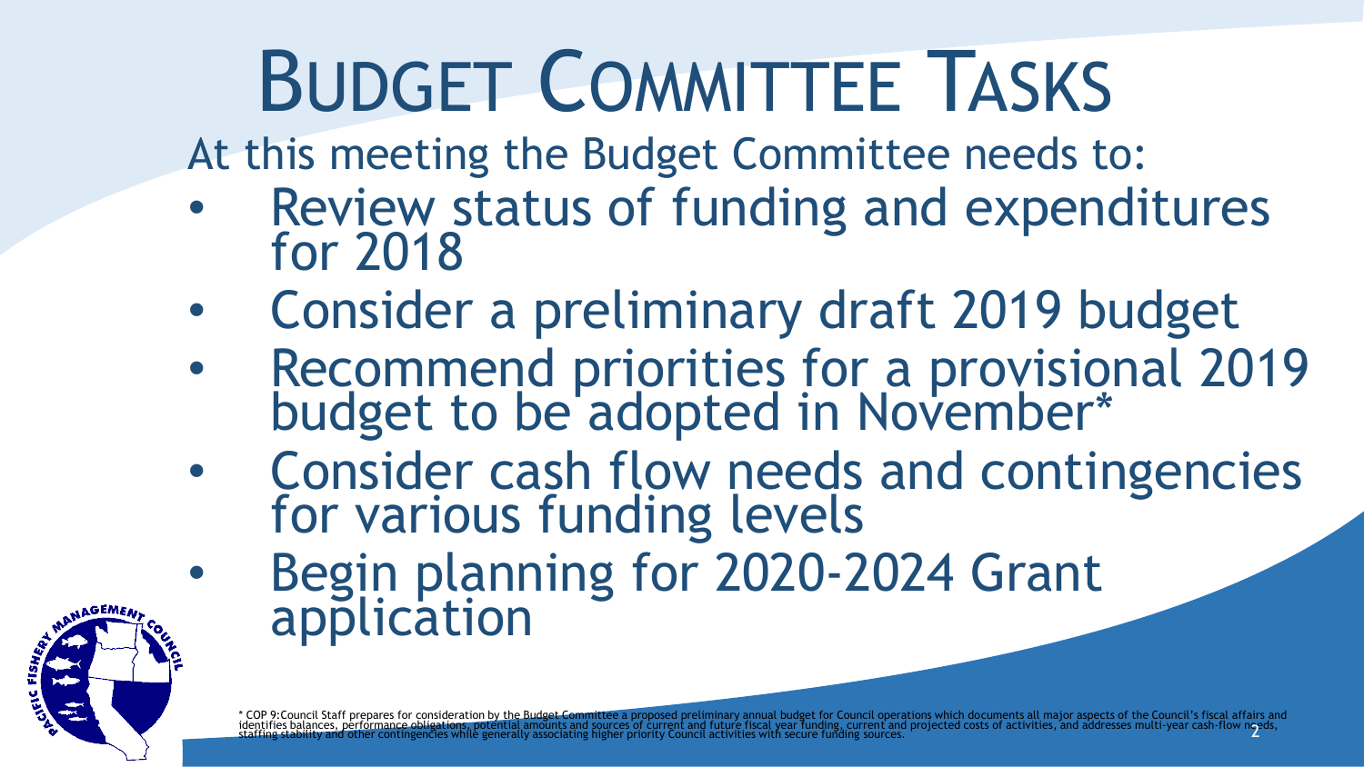# Budget Committee Tasks

At this meeting the Budget Committee needs to:

- Review status of funding and expenditures for 2018
- Consider a preliminary draft 2019 budget
- Recommend priorities for a provisional 2019 budget to be adopted in November*
- Consider cash flow needs and contingencies for various funding levels
- Begin planning for 2020-2024 Grant application

* COP 9:Council Staff prepares for consideration by the Budget Committee a proposed preliminary annual budget for Council operations which documents all major aspects of the Council's fiscal affairs and identifies balances, performance obligations, potential amounts and sources of current and future fiscal year funding, current and projected costs of activities, and addresses multi-year cash-flow needs, staffing stability and other contingencies while generally associating higher priority Council activities with secure funding sources.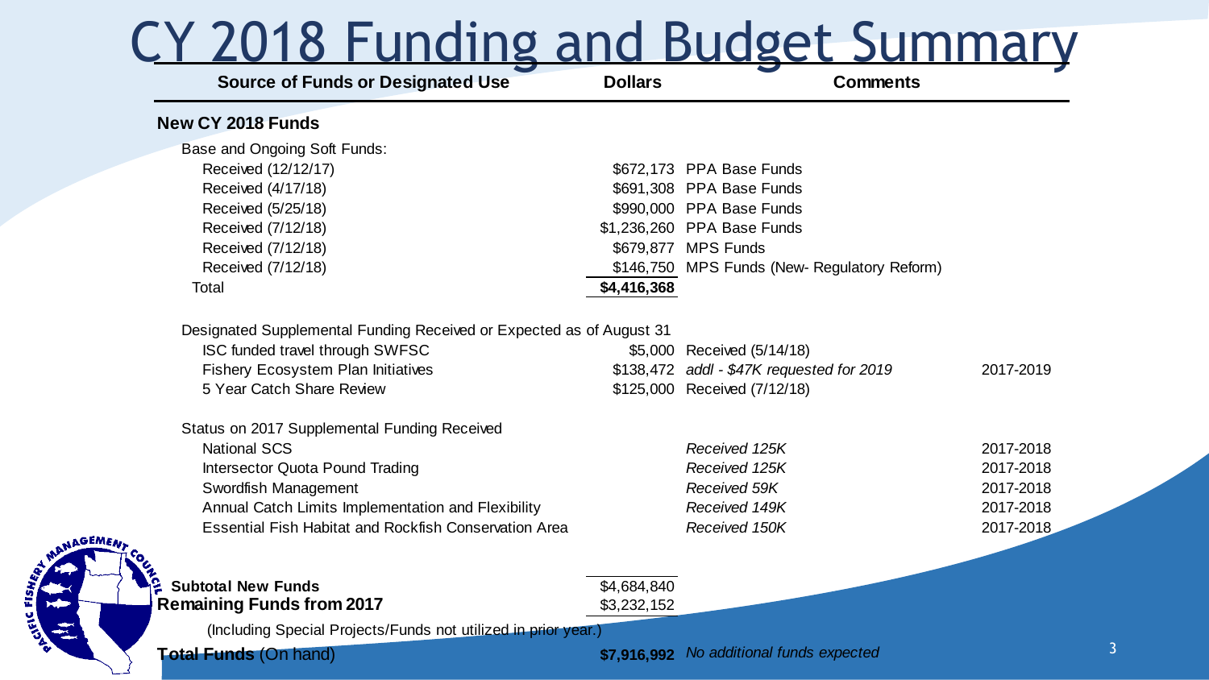# CY 2018 Funding and Budget Summary

| Source of Funds or Designated Use | Dollars | Comments | |
|---|---|---|---|
| **New CY 2018 Funds** | | | |
| Base and Ongoing Soft Funds: | | | |
| Received (12/12/17) | $672,173 | PPA Base Funds | |
| Received (4/17/18) | $691,308 | PPA Base Funds | |
| Received (5/25/18) | $990,000 | PPA Base Funds | |
| Received (7/12/18) | $1,236,260 | PPA Base Funds | |
| Received (7/12/18) | $679,877 | MPS Funds | |
| Received (7/12/18) | $146,750 | MPS Funds (New- Regulatory Reform) | |
| Total | **$4,416,368** | | |
| Designated Supplemental Funding Received or Expected as of August 31 | | | |
| ISC funded travel through SWFSC | $5,000 | Received (5/14/18) | |
| Fishery Ecosystem Plan Initiatives | $138,472 | *addl - $47K requested for 2019* | 2017-2019 |
| 5 Year Catch Share Review | $125,000 | Received (7/12/18) | |
| Status on 2017 Supplemental Funding Received | | | |
| National SCS | | *Received 125K* | 2017-2018 |
| Intersector Quota Pound Trading | | *Received 125K* | 2017-2018 |
| Swordfish Management | | *Received 59K* | 2017-2018 |
| Annual Catch Limits Implementation and Flexibility | | *Received 149K* | 2017-2018 |
| Essential Fish Habitat and Rockfish Conservation Area | | *Received 150K* | 2017-2018 |
| **Subtotal New Funds** | $4,684,840 | | |
| **Remaining Funds from 2017** | $3,232,152 | | |
| (Including Special Projects/Funds not utilized in prior year.) | | | |
| **Total Funds** (On hand) | **$7,916,992** | *No additional funds expected* | |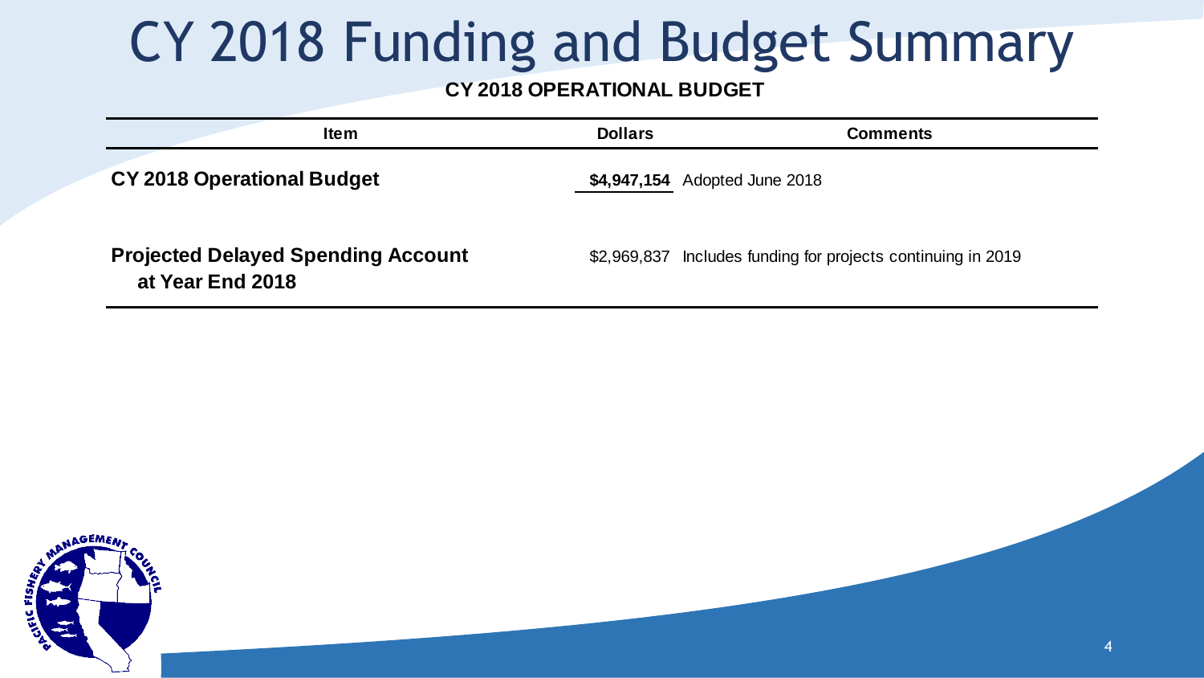# CY 2018 Funding and Budget Summary

**CY 2018 OPERATIONAL BUDGET**

| Item | Dollars | Comments |
|---|---|---|
| **CY 2018 Operational Budget** | **$4,947,154** | Adopted June 2018 |
| **Projected Delayed Spending Account at Year End 2018** | $2,969,837 | Includes funding for projects continuing in 2019 |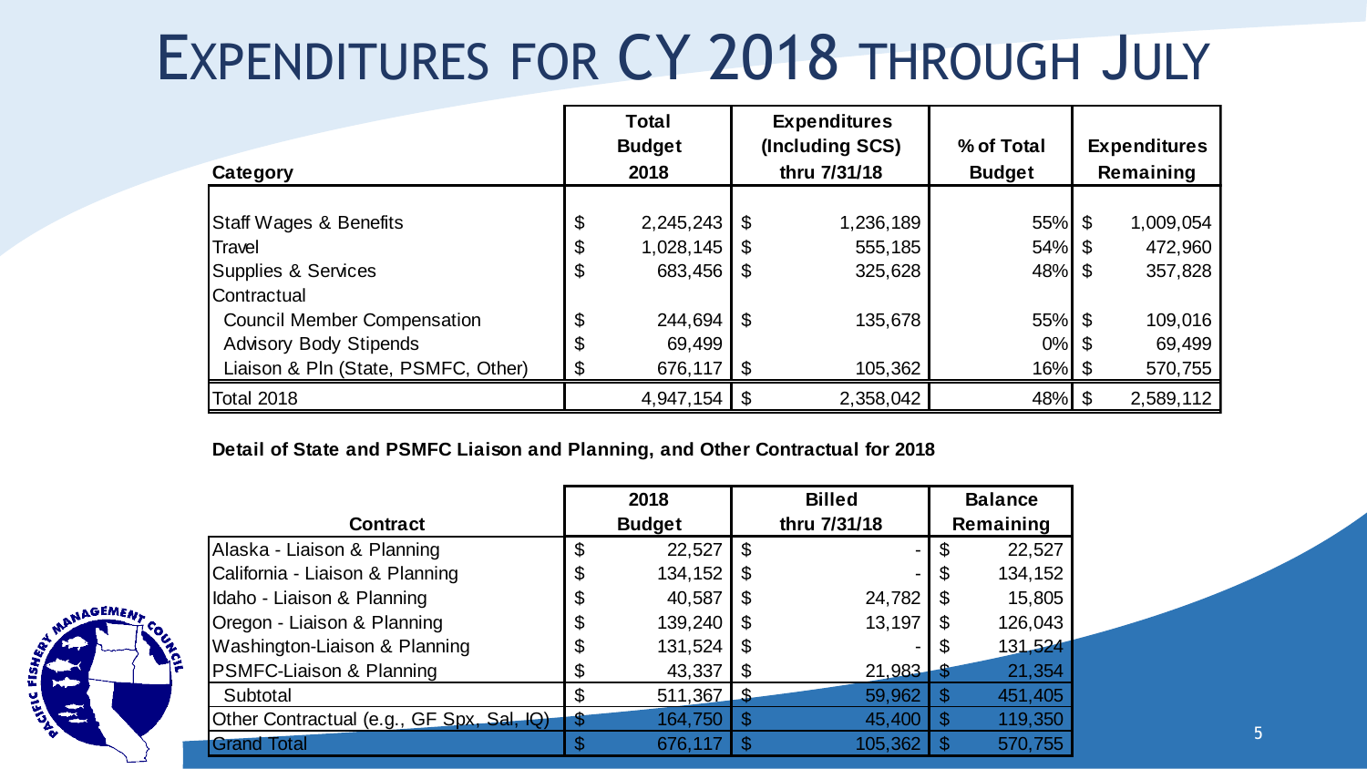# Expenditures for CY 2018 through July

| Category | Total Budget 2018 | Expenditures (Including SCS) thru 7/31/18 | % of Total Budget | Expenditures Remaining |
|---|---|---|---|---|
| Staff Wages & Benefits | $ 2,245,243 | $ 1,236,189 | 55% | $ 1,009,054 |
| Travel | $ 1,028,145 | $ 555,185 | 54% | $ 472,960 |
| Supplies & Services | $ 683,456 | $ 325,628 | 48% | $ 357,828 |
| Contractual | | | | |
| Council Member Compensation | $ 244,694 | $ 135,678 | 55% | $ 109,016 |
| Advisory Body Stipends | $ 69,499 | | 0% | $ 69,499 |
| Liaison & Pln (State, PSMFC, Other) | $ 676,117 | $ 105,362 | 16% | $ 570,755 |
| Total 2018 | 4,947,154 | $ 2,358,042 | 48% | $ 2,589,112 |

**Detail of State and PSMFC Liaison and Planning, and Other Contractual for 2018**

| Contract | 2018 Budget | Billed thru 7/31/18 | Balance Remaining |
|---|---|---|---|
| Alaska - Liaison & Planning | $ 22,527 | $ - | $ 22,527 |
| California - Liaison & Planning | $ 134,152 | $ - | $ 134,152 |
| Idaho - Liaison & Planning | $ 40,587 | $ 24,782 | $ 15,805 |
| Oregon - Liaison & Planning | $ 139,240 | $ 13,197 | $ 126,043 |
| Washington-Liaison & Planning | $ 131,524 | $ - | $ 131,524 |
| PSMFC-Liaison & Planning | $ 43,337 | $ 21,983 | $ 21,354 |
| Subtotal | $ 511,367 | $ 59,962 | $ 451,405 |
| Other Contractual (e.g., GF Spx, Sal, IQ) | $ 164,750 | $ 45,400 | $ 119,350 |
| Grand Total | $ 676,117 | $ 105,362 | $ 570,755 |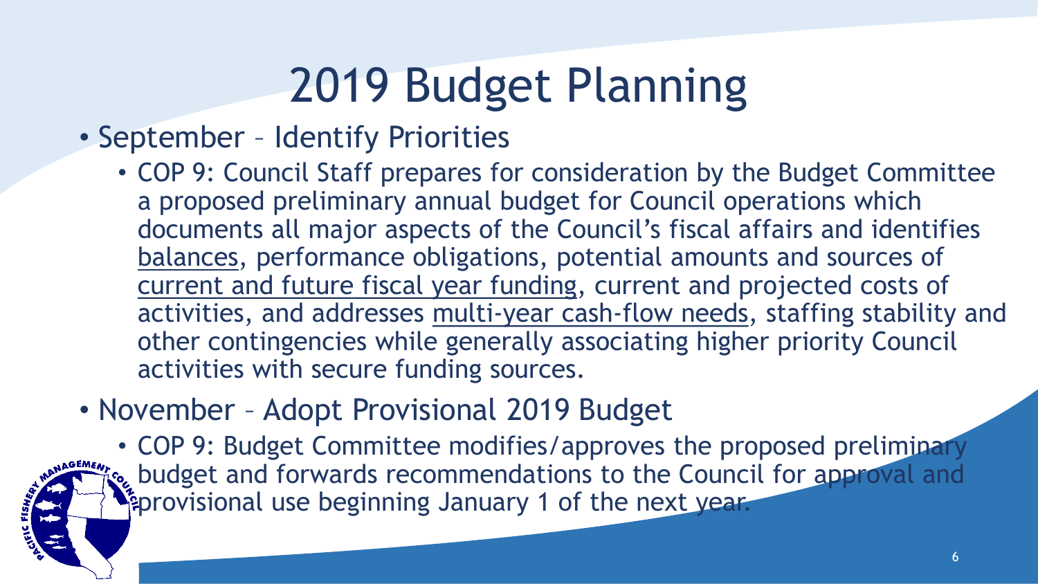# 2019 Budget Planning

- September – Identify Priorities
  - COP 9: Council Staff prepares for consideration by the Budget Committee a proposed preliminary annual budget for Council operations which documents all major aspects of the Council's fiscal affairs and identifies balances, performance obligations, potential amounts and sources of current and future fiscal year funding, current and projected costs of activities, and addresses multi-year cash-flow needs, staffing stability and other contingencies while generally associating higher priority Council activities with secure funding sources.
- November – Adopt Provisional 2019 Budget
  - COP 9: Budget Committee modifies/approves the proposed preliminary budget and forwards recommendations to the Council for approval and provisional use beginning January 1 of the next year.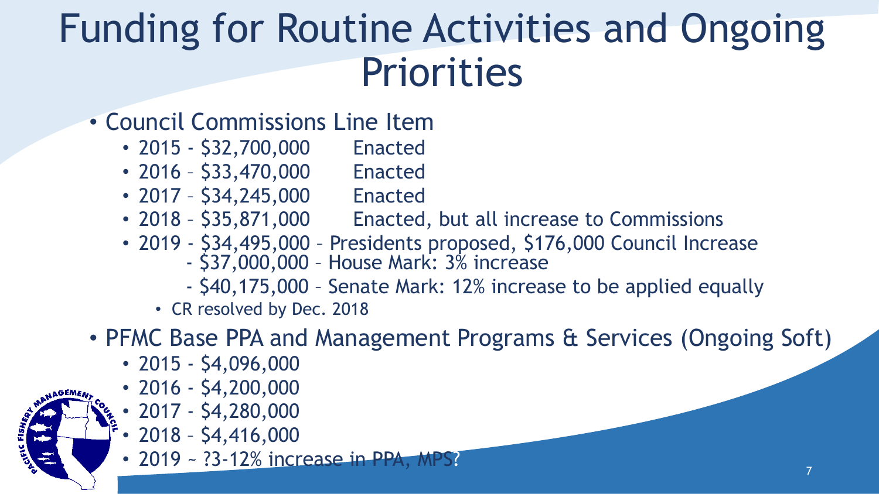# Funding for Routine Activities and Ongoing Priorities

- Council Commissions Line Item
  - 2015 - $32,700,000 Enacted
  - 2016 – $33,470,000 Enacted
  - 2017 – $34,245,000 Enacted
  - 2018 – $35,871,000 Enacted, but all increase to Commissions
  - 2019 - $34,495,000 – Presidents proposed, $176,000 Council Increase
    - $37,000,000 – House Mark: 3% increase
    - $40,175,000 – Senate Mark: 12% increase to be applied equally
    - CR resolved by Dec. 2018
- PFMC Base PPA and Management Programs & Services (Ongoing Soft)
  - 2015 - $4,096,000
  - 2016 - $4,200,000
  - 2017 - $4,280,000
  - 2018 – $4,416,000
  - 2019 ~ ?3-12% increase in PPA, MPS?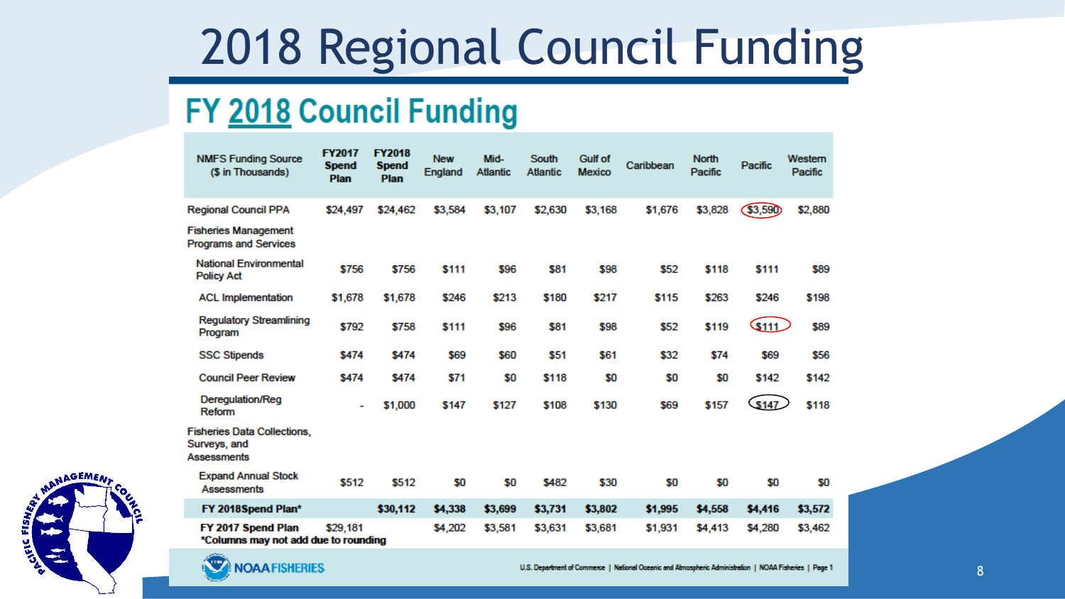# 2018 Regional Council Funding

## FY 2018 Council Funding

| NMFS Funding Source ($ in Thousands) | FY2017 Spend Plan | FY2018 Spend Plan | New England | Mid-Atlantic | South Atlantic | Gulf of Mexico | Caribbean | North Pacific | Pacific | Western Pacific |
|---|---|---|---|---|---|---|---|---|---|---|
| Regional Council PPA | $24,497 | $24,462 | $3,584 | $3,107 | $2,630 | $3,168 | $1,676 | $3,828 | $3,590 | $2,880 |
| Fisheries Management Programs and Services | | | | | | | | | | |
| National Environmental Policy Act | $756 | $756 | $111 | $96 | $81 | $98 | $52 | $118 | $111 | $89 |
| ACL Implementation | $1,678 | $1,678 | $246 | $213 | $180 | $217 | $115 | $263 | $246 | $198 |
| Regulatory Streamlining Program | $792 | $758 | $111 | $96 | $81 | $98 | $52 | $119 | $111 | $89 |
| SSC Stipends | $474 | $474 | $69 | $60 | $51 | $61 | $32 | $74 | $69 | $56 |
| Council Peer Review | $474 | $474 | $71 | $0 | $118 | $0 | $0 | $0 | $142 | $142 |
| Deregulation/Reg Reform | - | $1,000 | $147 | $127 | $108 | $130 | $69 | $157 | $147 | $118 |
| Fisheries Data Collections, Surveys, and Assessments | | | | | | | | | | |
| Expand Annual Stock Assessments | $512 | $512 | $0 | $0 | $482 | $30 | $0 | $0 | $0 | $0 |
| **FY 2018Spend Plan*** | | **$30,112** | **$4,338** | **$3,699** | **$3,731** | **$3,802** | **$1,995** | **$4,558** | **$4,416** | **$3,572** |
| **FY 2017 Spend Plan** | $29,181 | | $4,202 | $3,581 | $3,631 | $3,681 | $1,931 | $4,413 | $4,280 | $3,462 |

**\*Columns may not add due to rounding**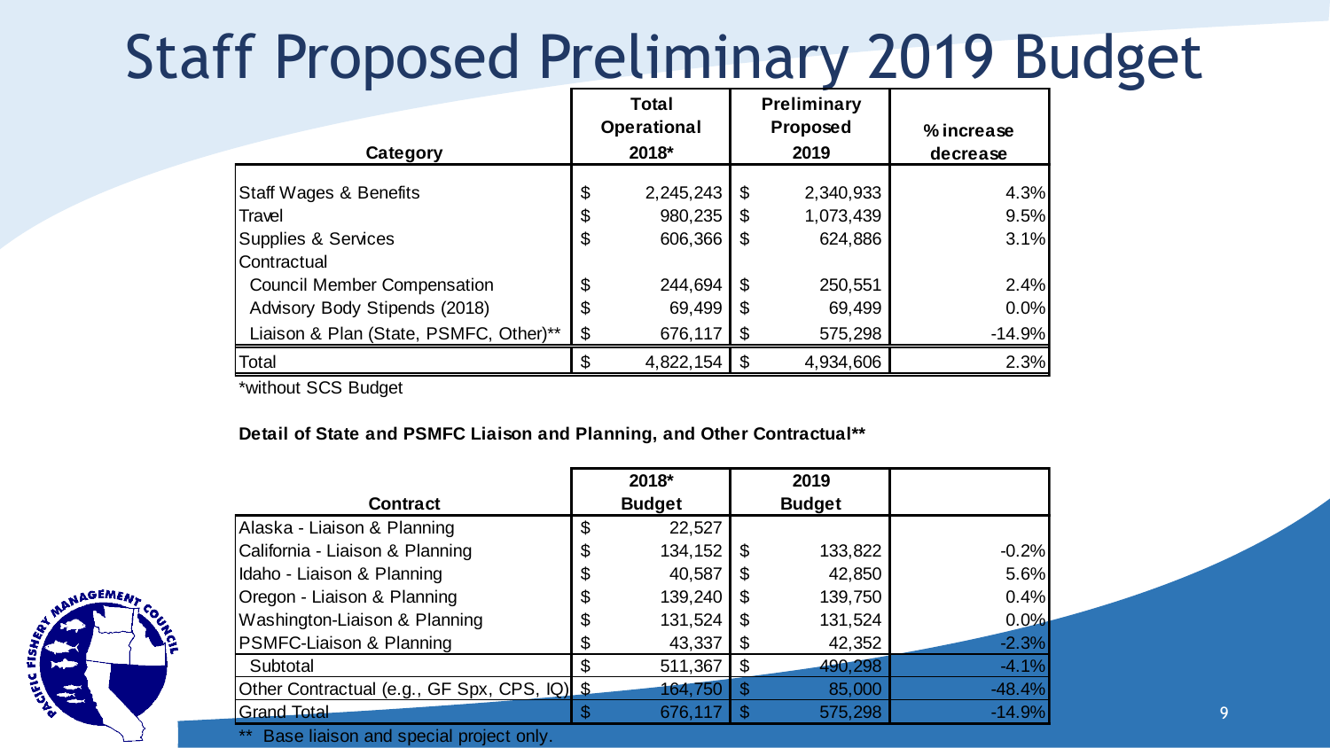# Staff Proposed Preliminary 2019 Budget

| Category | Total Operational 2018* | Preliminary Proposed 2019 | % increase decrease |
|---|---|---|---|
| Staff Wages & Benefits | $ 2,245,243 | $ 2,340,933 | 4.3% |
| Travel | $ 980,235 | $ 1,073,439 | 9.5% |
| Supplies & Services | $ 606,366 | $ 624,886 | 3.1% |
| Contractual | | | |
| Council Member Compensation | $ 244,694 | $ 250,551 | 2.4% |
| Advisory Body Stipends (2018) | $ 69,499 | $ 69,499 | 0.0% |
| Liaison & Plan (State, PSMFC, Other)** | $ 676,117 | $ 575,298 | -14.9% |
| Total | $ 4,822,154 | $ 4,934,606 | 2.3% |

*without SCS Budget

**Detail of State and PSMFC Liaison and Planning, and Other Contractual****

| Contract | 2018* Budget | 2019 Budget | |
|---|---|---|---|
| Alaska - Liaison & Planning | $ 22,527 | | |
| California - Liaison & Planning | $ 134,152 | $ 133,822 | -0.2% |
| Idaho - Liaison & Planning | $ 40,587 | $ 42,850 | 5.6% |
| Oregon - Liaison & Planning | $ 139,240 | $ 139,750 | 0.4% |
| Washington-Liaison & Planning | $ 131,524 | $ 131,524 | 0.0% |
| PSMFC-Liaison & Planning | $ 43,337 | $ 42,352 | -2.3% |
| Subtotal | $ 511,367 | $ 490,298 | -4.1% |
| Other Contractual (e.g., GF Spx, CPS, IQ) | $ 164,750 | $ 85,000 | -48.4% |
| Grand Total | $ 676,117 | $ 575,298 | -14.9% |

** Base liaison and special project only.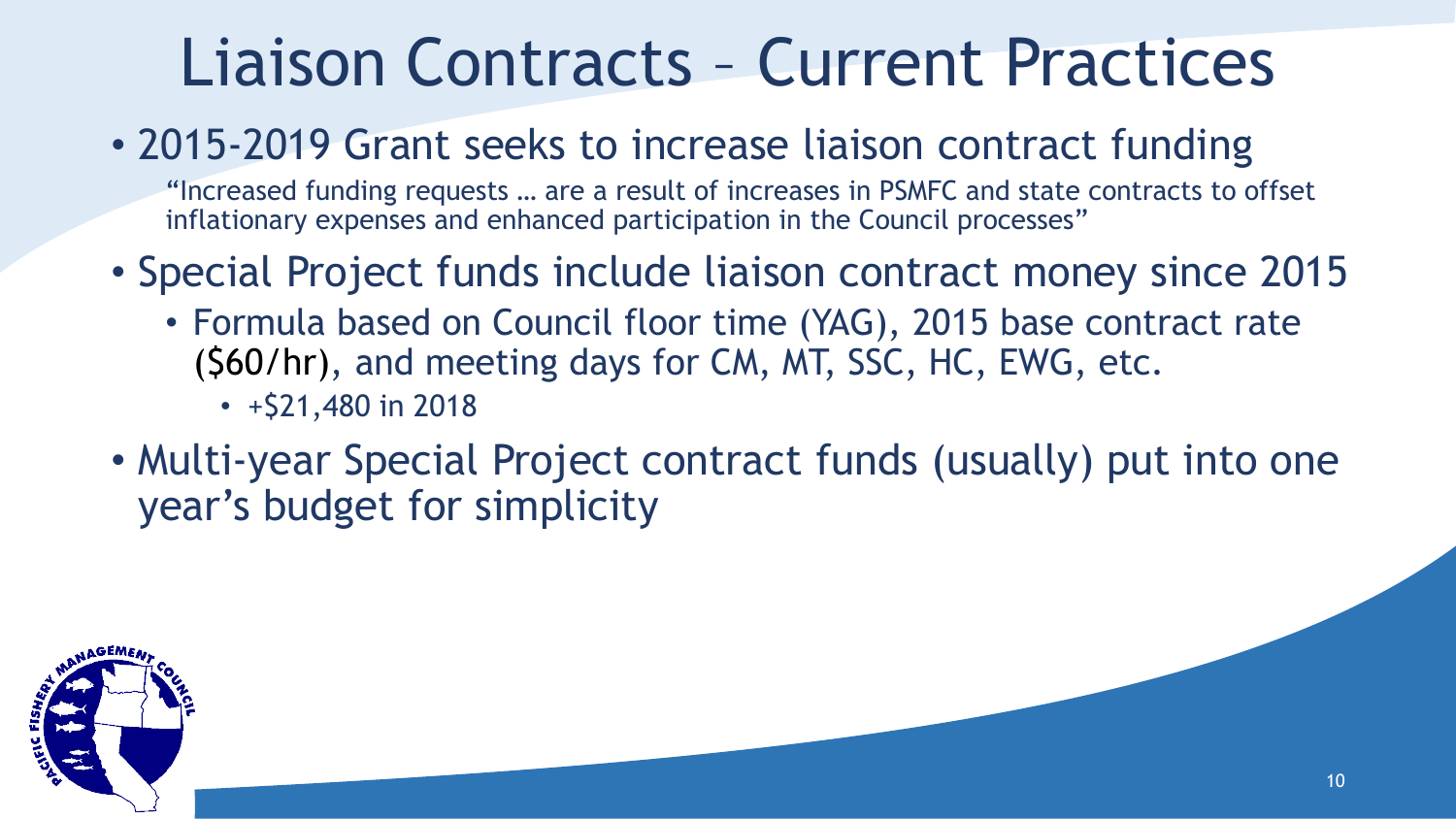# Liaison Contracts – Current Practices

- 2015-2019 Grant seeks to increase liaison contract funding

  "Increased funding requests … are a result of increases in PSMFC and state contracts to offset inflationary expenses and enhanced participation in the Council processes"

- Special Project funds include liaison contract money since 2015
  - Formula based on Council floor time (YAG), 2015 base contract rate ($60/hr), and meeting days for CM, MT, SSC, HC, EWG, etc.
    - +$21,480 in 2018

- Multi-year Special Project contract funds (usually) put into one year's budget for simplicity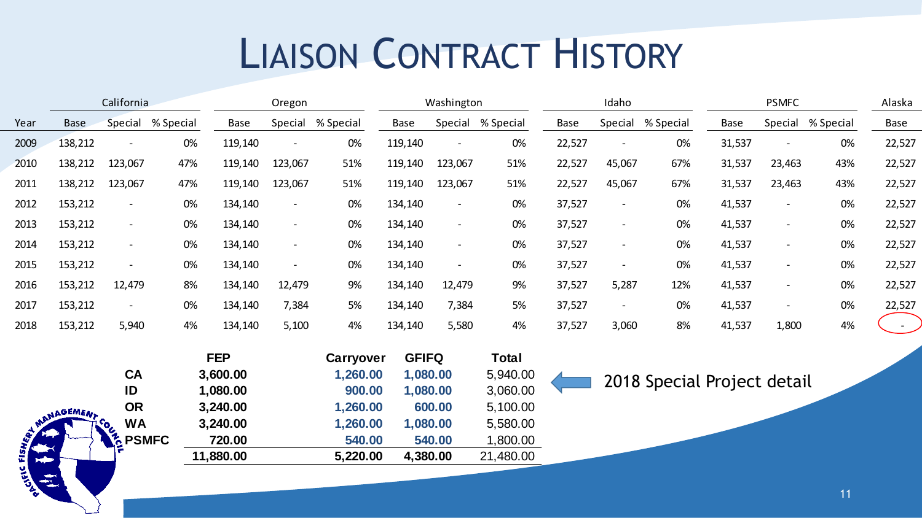# Liaison Contract History

| Year | California | | | Oregon | | | Washington | | | Idaho | | | PSMFC | | | Alaska |
|---|---|---|---|---|---|---|---|---|---|---|---|---|---|---|---|---|
| | Base | Special | % Special | Base | Special | % Special | Base | Special | % Special | Base | Special | % Special | Base | Special | % Special | Base |
| 2009 | 138,212 | - | 0% | 119,140 | - | 0% | 119,140 | - | 0% | 22,527 | - | 0% | 31,537 | - | 0% | 22,527 |
| 2010 | 138,212 | 123,067 | 47% | 119,140 | 123,067 | 51% | 119,140 | 123,067 | 51% | 22,527 | 45,067 | 67% | 31,537 | 23,463 | 43% | 22,527 |
| 2011 | 138,212 | 123,067 | 47% | 119,140 | 123,067 | 51% | 119,140 | 123,067 | 51% | 22,527 | 45,067 | 67% | 31,537 | 23,463 | 43% | 22,527 |
| 2012 | 153,212 | - | 0% | 134,140 | - | 0% | 134,140 | - | 0% | 37,527 | - | 0% | 41,537 | - | 0% | 22,527 |
| 2013 | 153,212 | - | 0% | 134,140 | - | 0% | 134,140 | - | 0% | 37,527 | - | 0% | 41,537 | - | 0% | 22,527 |
| 2014 | 153,212 | - | 0% | 134,140 | - | 0% | 134,140 | - | 0% | 37,527 | - | 0% | 41,537 | - | 0% | 22,527 |
| 2015 | 153,212 | - | 0% | 134,140 | - | 0% | 134,140 | - | 0% | 37,527 | - | 0% | 41,537 | - | 0% | 22,527 |
| 2016 | 153,212 | 12,479 | 8% | 134,140 | 12,479 | 9% | 134,140 | 12,479 | 9% | 37,527 | 5,287 | 12% | 41,537 | - | 0% | 22,527 |
| 2017 | 153,212 | - | 0% | 134,140 | 7,384 | 5% | 134,140 | 7,384 | 5% | 37,527 | - | 0% | 41,537 | - | 0% | 22,527 |
| 2018 | 153,212 | 5,940 | 4% | 134,140 | 5,100 | 4% | 134,140 | 5,580 | 4% | 37,527 | 3,060 | 8% | 41,537 | 1,800 | 4% | - |

2018 Special Project detail

| | FEP | Carryover | GFIFQ | Total |
|---|---|---|---|---|
| **CA** | **3,600.00** | **1,260.00** | **1,080.00** | 5,940.00 |
| **ID** | **1,080.00** | **900.00** | **1,080.00** | 3,060.00 |
| **OR** | **3,240.00** | **1,260.00** | **600.00** | 5,100.00 |
| **WA** | **3,240.00** | **1,260.00** | **1,080.00** | 5,580.00 |
| **PSMFC** | **720.00** | **540.00** | **540.00** | 1,800.00 |
| | **11,880.00** | **5,220.00** | **4,380.00** | 21,480.00 |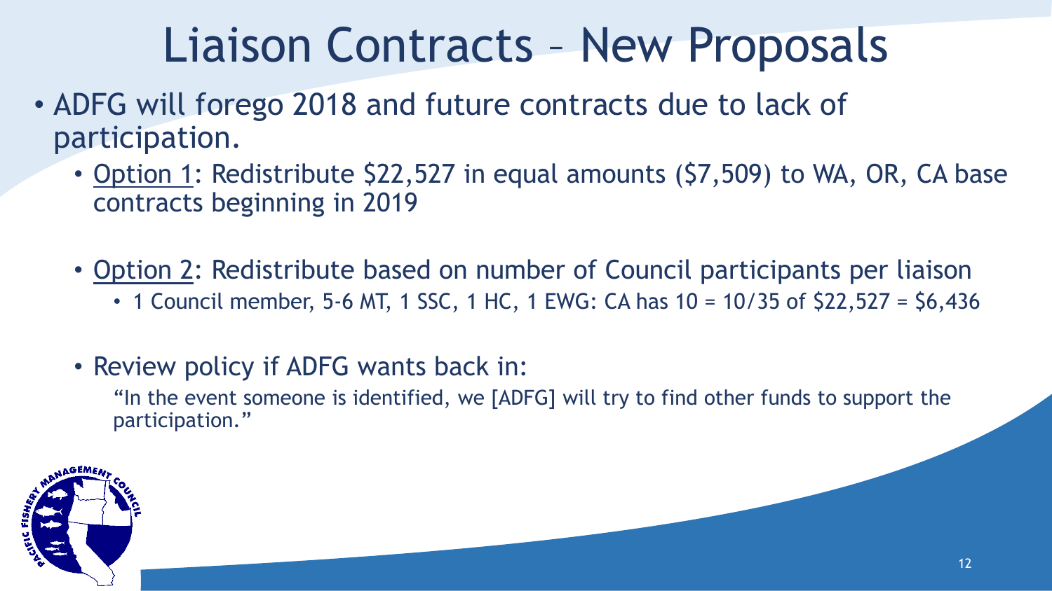# Liaison Contracts – New Proposals

- ADFG will forego 2018 and future contracts due to lack of participation.
  - Option 1: Redistribute $22,527 in equal amounts ($7,509) to WA, OR, CA base contracts beginning in 2019
  - Option 2: Redistribute based on number of Council participants per liaison
    - 1 Council member, 5-6 MT, 1 SSC, 1 HC, 1 EWG: CA has 10 = 10/35 of $22,527 = $6,436
  - Review policy if ADFG wants back in:

    "In the event someone is identified, we [ADFG] will try to find other funds to support the participation."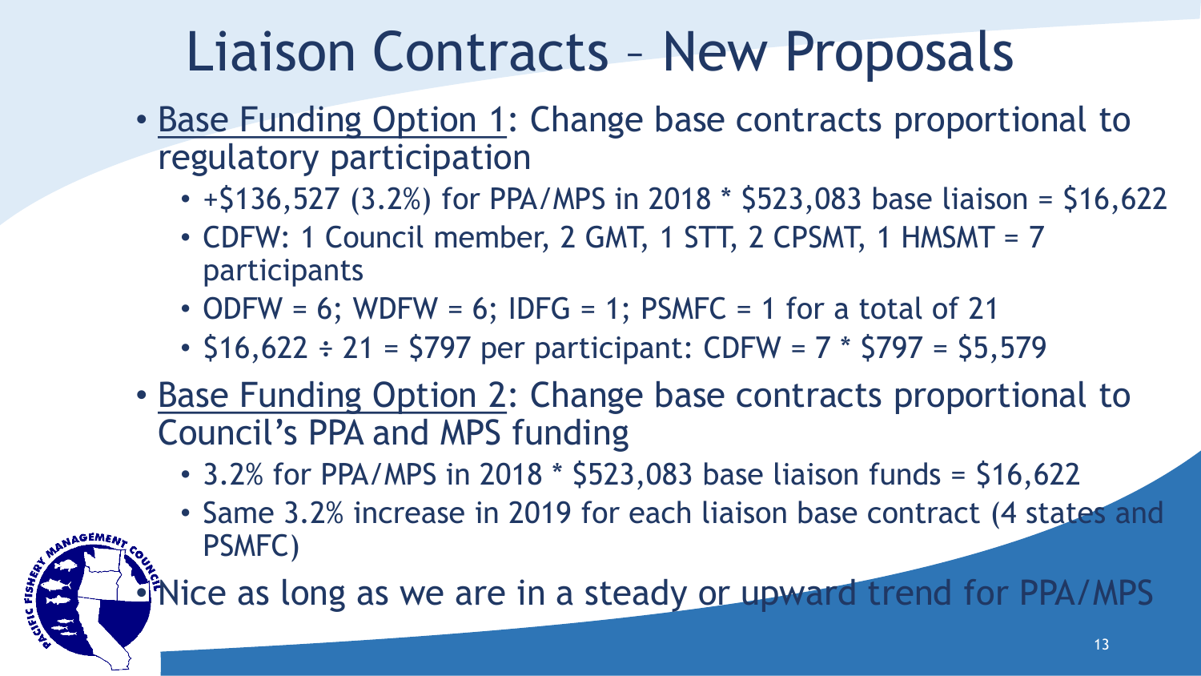# Liaison Contracts – New Proposals

- Base Funding Option 1: Change base contracts proportional to regulatory participation
  - +$136,527 (3.2%) for PPA/MPS in 2018 * $523,083 base liaison = $16,622
  - CDFW: 1 Council member, 2 GMT, 1 STT, 2 CPSMT, 1 HMSMT = 7 participants
  - ODFW = 6; WDFW = 6; IDFG = 1; PSMFC = 1 for a total of 21
  - $16,622 ÷ 21 = $797 per participant: CDFW = 7 * $797 = $5,579
- Base Funding Option 2: Change base contracts proportional to Council's PPA and MPS funding
  - 3.2% for PPA/MPS in 2018 * $523,083 base liaison funds = $16,622
  - Same 3.2% increase in 2019 for each liaison base contract (4 states and PSMFC)
- Nice as long as we are in a steady or upward trend for PPA/MPS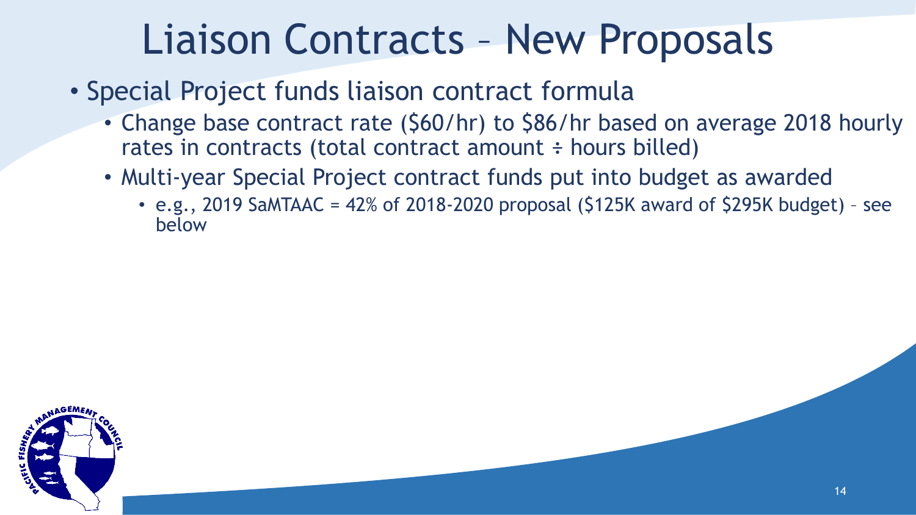# Liaison Contracts – New Proposals

- Special Project funds liaison contract formula
  - Change base contract rate ($60/hr) to $86/hr based on average 2018 hourly rates in contracts (total contract amount ÷ hours billed)
  - Multi-year Special Project contract funds put into budget as awarded
    - e.g., 2019 SaMTAAC = 42% of 2018-2020 proposal ($125K award of $295K budget) – see below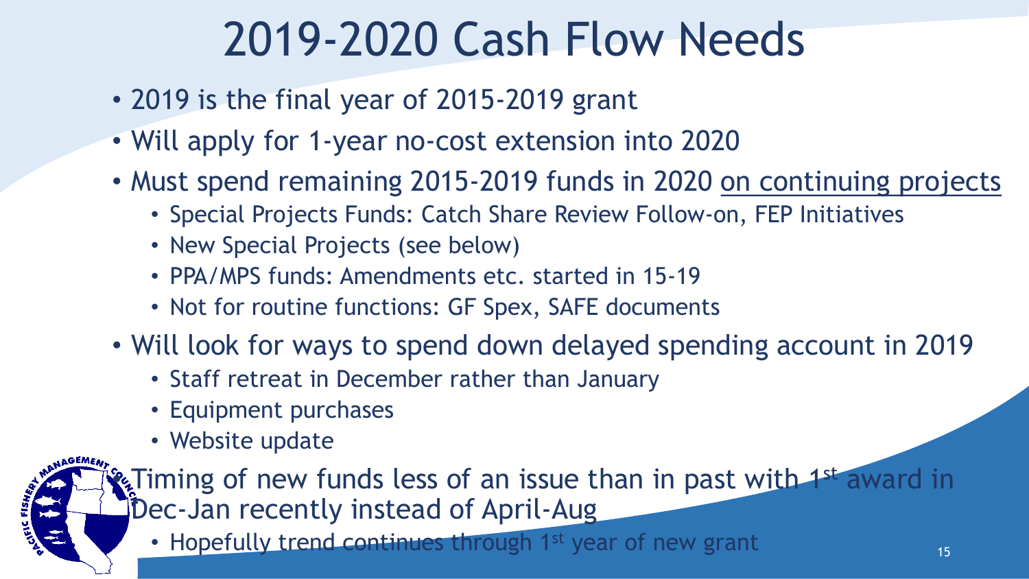# 2019-2020 Cash Flow Needs

- 2019 is the final year of 2015-2019 grant
- Will apply for 1-year no-cost extension into 2020
- Must spend remaining 2015-2019 funds in 2020 on continuing projects
  - Special Projects Funds: Catch Share Review Follow-on, FEP Initiatives
  - New Special Projects (see below)
  - PPA/MPS funds: Amendments etc. started in 15-19
  - Not for routine functions: GF Spex, SAFE documents
- Will look for ways to spend down delayed spending account in 2019
  - Staff retreat in December rather than January
  - Equipment purchases
  - Website update
- Timing of new funds less of an issue than in past with 1st award in Dec-Jan recently instead of April-Aug
  - Hopefully trend continues through 1st year of new grant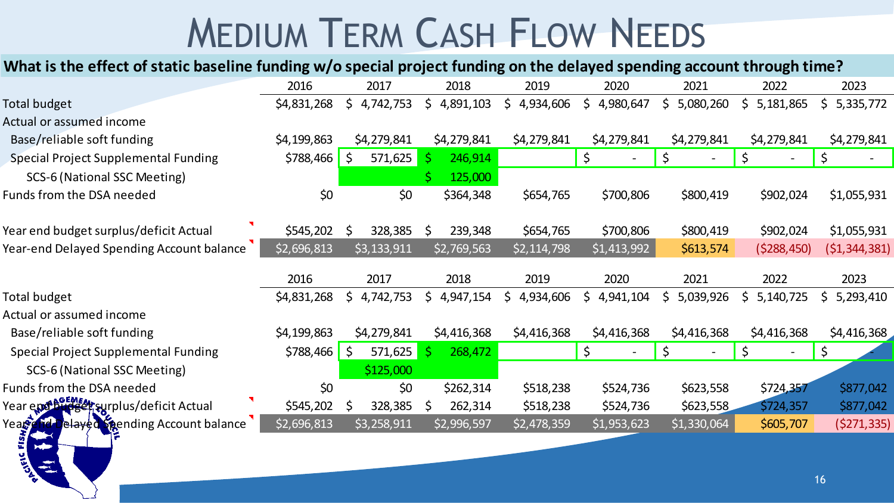# Medium Term Cash Flow Needs

**What is the effect of static baseline funding w/o special project funding on the delayed spending account through time?**

| | 2016 | 2017 | 2018 | 2019 | 2020 | 2021 | 2022 | 2023 |
|---|---|---|---|---|---|---|---|---|
| Total budget | $4,831,268 | $ 4,742,753 | $ 4,891,103 | $ 4,934,606 | $ 4,980,647 | $ 5,080,260 | $ 5,181,865 | $ 5,335,772 |
| Actual or assumed income | | | | | | | | |
| Base/reliable soft funding | $4,199,863 | $4,279,841 | $4,279,841 | $4,279,841 | $4,279,841 | $4,279,841 | $4,279,841 | $4,279,841 |
| Special Project Supplemental Funding | $788,466 | $ 571,625 | $ 246,914 | | $ - | $ - | $ - | $ - |
| SCS-6 (National SSC Meeting) | | | $ 125,000 | | | | | |
| Funds from the DSA needed | $0 | $0 | $364,348 | $654,765 | $700,806 | $800,419 | $902,024 | $1,055,931 |
| | | | | | | | | |
| Year end budget surplus/deficit Actual | $545,202 | $ 328,385 | $ 239,348 | $654,765 | $700,806 | $800,419 | $902,024 | $1,055,931 |
| Year-end Delayed Spending Account balance | $2,696,813 | $3,133,911 | $2,769,563 | $2,114,798 | $1,413,992 | $613,574 | ($288,450) | ($1,344,381) |

| | 2016 | 2017 | 2018 | 2019 | 2020 | 2021 | 2022 | 2023 |
|---|---|---|---|---|---|---|---|---|
| Total budget | $4,831,268 | $ 4,742,753 | $ 4,947,154 | $ 4,934,606 | $ 4,941,104 | $ 5,039,926 | $ 5,140,725 | $ 5,293,410 |
| Actual or assumed income | | | | | | | | |
| Base/reliable soft funding | $4,199,863 | $4,279,841 | $4,416,368 | $4,416,368 | $4,416,368 | $4,416,368 | $4,416,368 | $4,416,368 |
| Special Project Supplemental Funding | $788,466 | $ 571,625 | $ 268,472 | | $ - | $ - | $ - | $ - |
| SCS-6 (National SSC Meeting) | | $125,000 | | | | | | |
| Funds from the DSA needed | $0 | $0 | $262,314 | $518,238 | $524,736 | $623,558 | $724,357 | $877,042 |
| Year end budget surplus/deficit Actual | $545,202 | $ 328,385 | $ 262,314 | $518,238 | $524,736 | $623,558 | $724,357 | $877,042 |
| Year-end Delayed Spending Account balance | $2,696,813 | $3,258,911 | $2,996,597 | $2,478,359 | $1,953,623 | $1,330,064 | $605,707 | ($271,335) |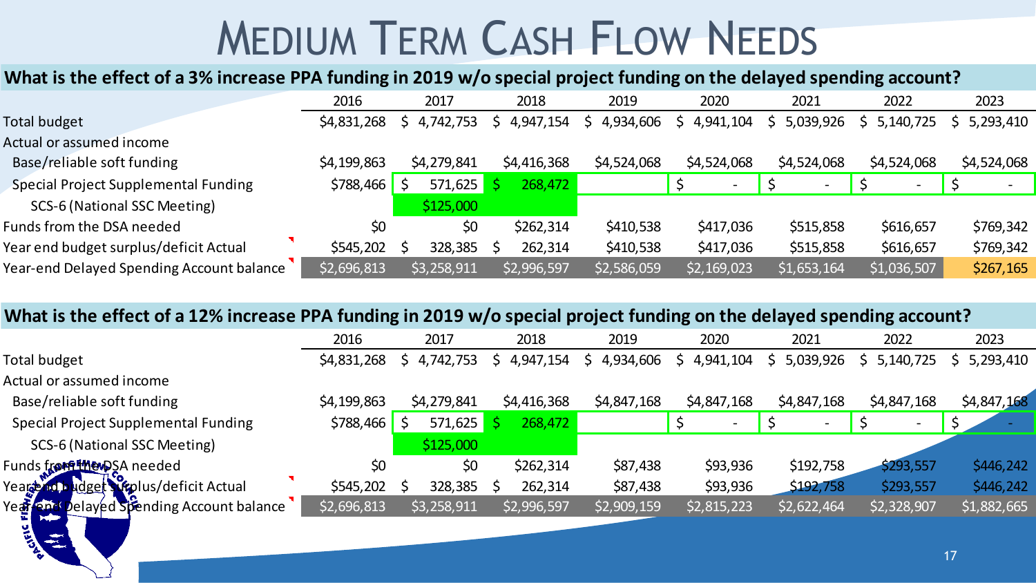# Medium Term Cash Flow Needs

## What is the effect of a 3% increase PPA funding in 2019 w/o special project funding on the delayed spending account?

| | 2016 | 2017 | 2018 | 2019 | 2020 | 2021 | 2022 | 2023 |
|---|---|---|---|---|---|---|---|---|
| Total budget | $4,831,268 | $ 4,742,753 | $ 4,947,154 | $ 4,934,606 | $ 4,941,104 | $ 5,039,926 | $ 5,140,725 | $ 5,293,410 |
| Actual or assumed income | | | | | | | | |
| Base/reliable soft funding | $4,199,863 | $4,279,841 | $4,416,368 | $4,524,068 | $4,524,068 | $4,524,068 | $4,524,068 | $4,524,068 |
| Special Project Supplemental Funding | $788,466 | $ 571,625 | $ 268,472 | | $ - | $ - | $ - | $ - |
| SCS-6 (National SSC Meeting) | | $125,000 | | | | | | |
| Funds from the DSA needed | $0 | $0 | $262,314 | $410,538 | $417,036 | $515,858 | $616,657 | $769,342 |
| Year end budget surplus/deficit Actual | $545,202 | $ 328,385 | $ 262,314 | $410,538 | $417,036 | $515,858 | $616,657 | $769,342 |
| Year-end Delayed Spending Account balance | $2,696,813 | $3,258,911 | $2,996,597 | $2,586,059 | $2,169,023 | $1,653,164 | $1,036,507 | $267,165 |

## What is the effect of a 12% increase PPA funding in 2019 w/o special project funding on the delayed spending account?

| | 2016 | 2017 | 2018 | 2019 | 2020 | 2021 | 2022 | 2023 |
|---|---|---|---|---|---|---|---|---|
| Total budget | $4,831,268 | $ 4,742,753 | $ 4,947,154 | $ 4,934,606 | $ 4,941,104 | $ 5,039,926 | $ 5,140,725 | $ 5,293,410 |
| Actual or assumed income | | | | | | | | |
| Base/reliable soft funding | $4,199,863 | $4,279,841 | $4,416,368 | $4,847,168 | $4,847,168 | $4,847,168 | $4,847,168 | $4,847,168 |
| Special Project Supplemental Funding | $788,466 | $ 571,625 | $ 268,472 | | $ - | $ - | $ - | $ - |
| SCS-6 (National SSC Meeting) | | $125,000 | | | | | | |
| Funds from the DSA needed | $0 | $0 | $262,314 | $87,438 | $93,936 | $192,758 | $293,557 | $446,242 |
| Year end budget surplus/deficit Actual | $545,202 | $ 328,385 | $ 262,314 | $87,438 | $93,936 | $192,758 | $293,557 | $446,242 |
| Year-end Delayed Spending Account balance | $2,696,813 | $3,258,911 | $2,996,597 | $2,909,159 | $2,815,223 | $2,622,464 | $2,328,907 | $1,882,665 |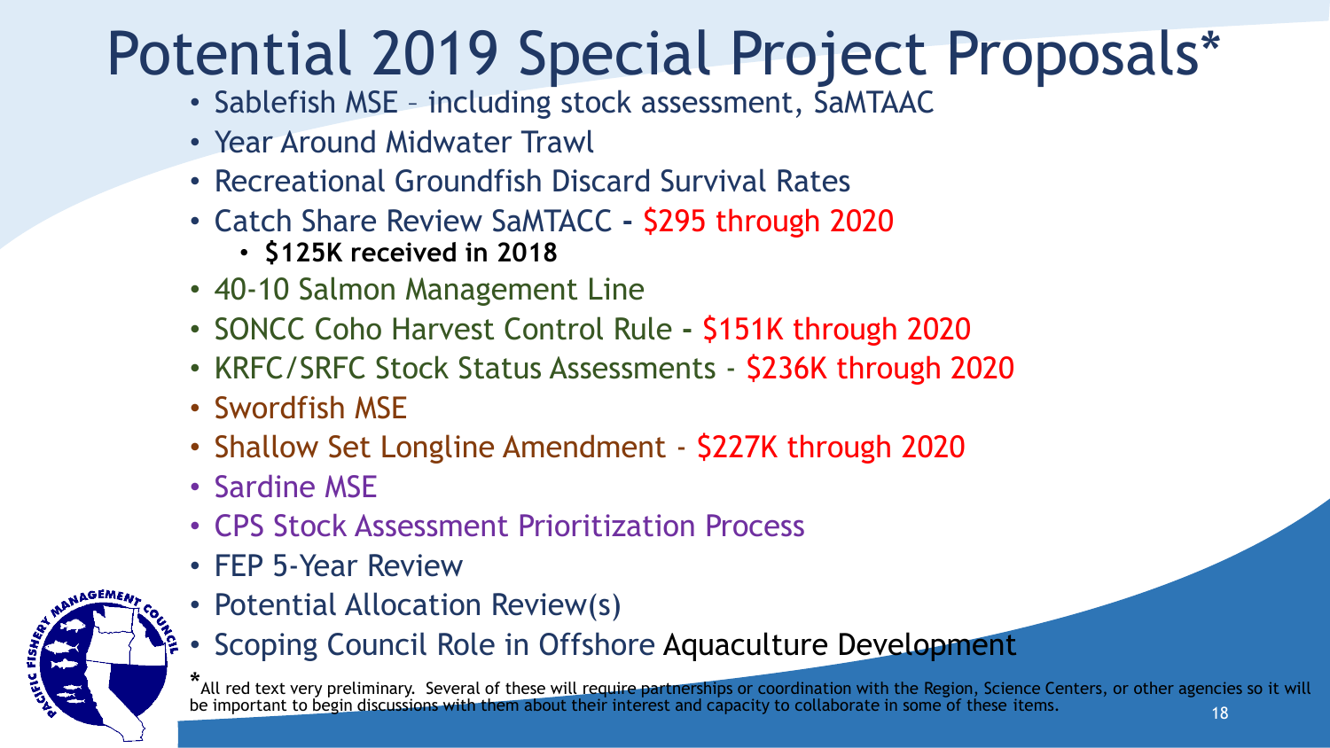# Potential 2019 Special Project Proposals*

- Sablefish MSE – including stock assessment, SaMTAAC
- Year Around Midwater Trawl
- Recreational Groundfish Discard Survival Rates
- Catch Share Review SaMTACC - $295 through 2020
  - **$125K received in 2018**
- 40-10 Salmon Management Line
- SONCC Coho Harvest Control Rule - $151K through 2020
- KRFC/SRFC Stock Status Assessments - $236K through 2020
- Swordfish MSE
- Shallow Set Longline Amendment - $227K through 2020
- Sardine MSE
- CPS Stock Assessment Prioritization Process
- FEP 5-Year Review
- Potential Allocation Review(s)
- Scoping Council Role in Offshore Aquaculture Development

*All red text very preliminary. Several of these will require partnerships or coordination with the Region, Science Centers, or other agencies so it will be important to begin discussions with them about their interest and capacity to collaborate in some of these items.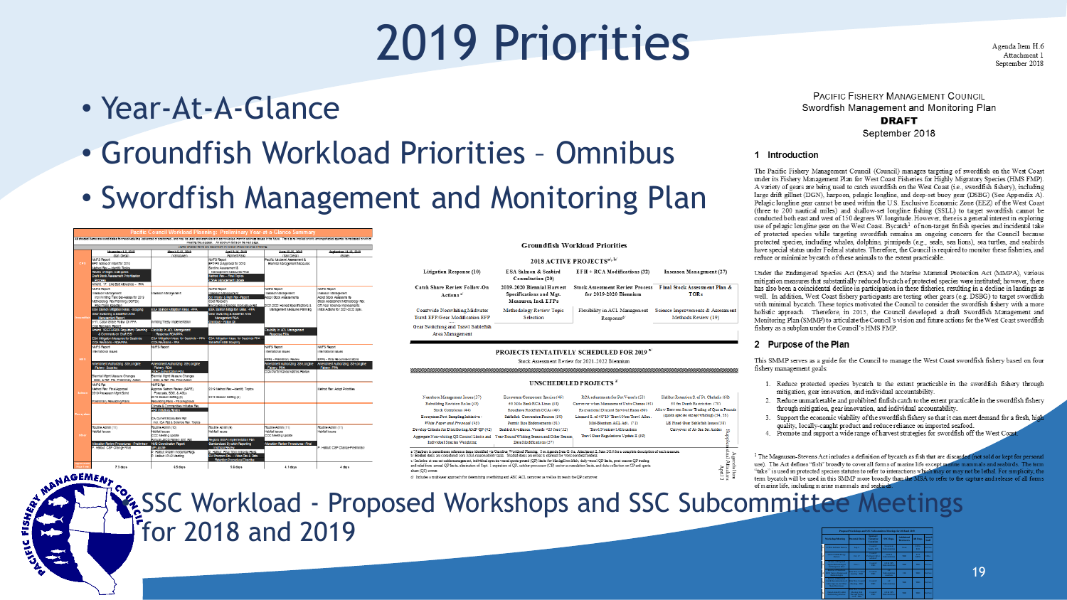# 2019 Priorities

- Year-At-A-Glance
- Groundfish Workload Priorities – Omnibus
- Swordfish Management and Monitoring Plan
- SSC Workload - Proposed Workshops and SSC Subcommittee Meetings for 2018 and 2019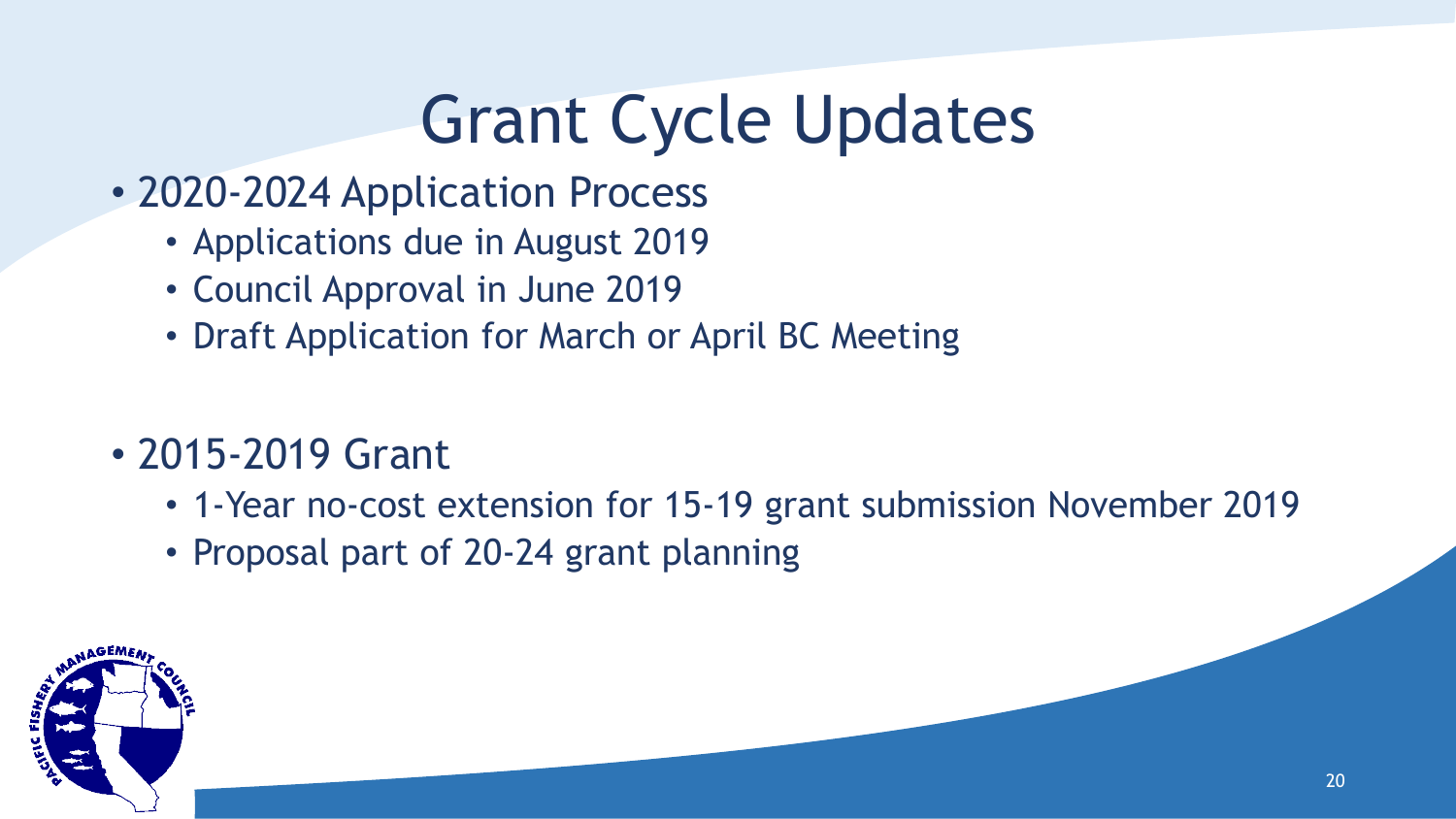# Grant Cycle Updates

- 2020-2024 Application Process
  - Applications due in August 2019
  - Council Approval in June 2019
  - Draft Application for March or April BC Meeting

- 2015-2019 Grant
  - 1-Year no-cost extension for 15-19 grant submission November 2019
  - Proposal part of 20-24 grant planning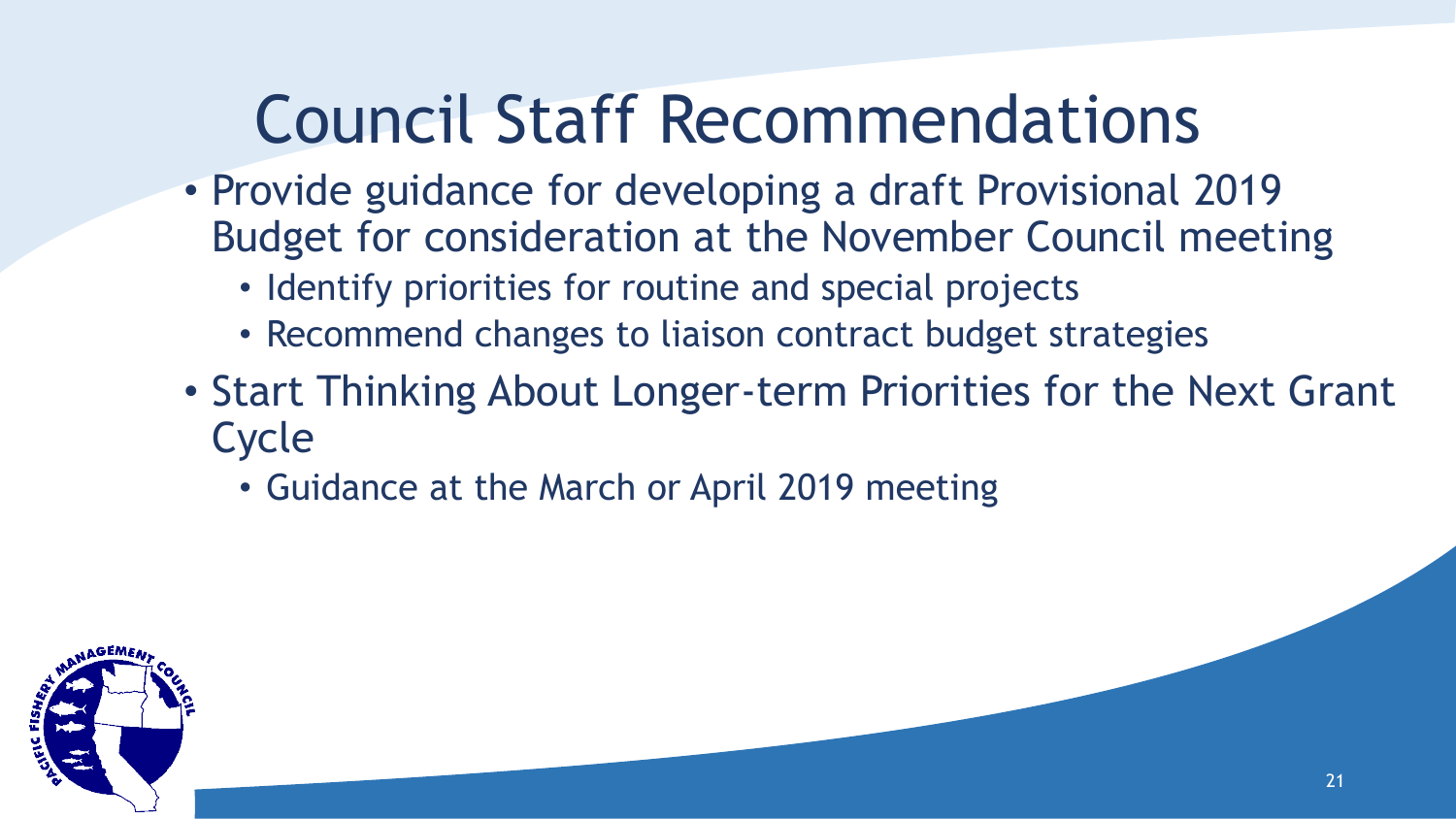# Council Staff Recommendations

- Provide guidance for developing a draft Provisional 2019 Budget for consideration at the November Council meeting
  - Identify priorities for routine and special projects
  - Recommend changes to liaison contract budget strategies
- Start Thinking About Longer-term Priorities for the Next Grant Cycle
  - Guidance at the March or April 2019 meeting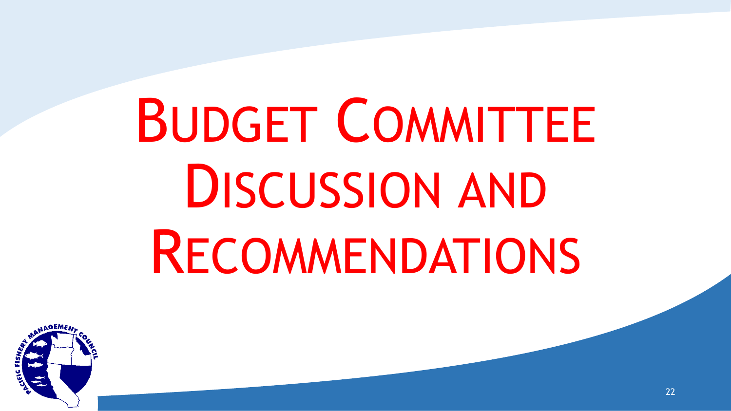# Budget Committee Discussion and Recommendations